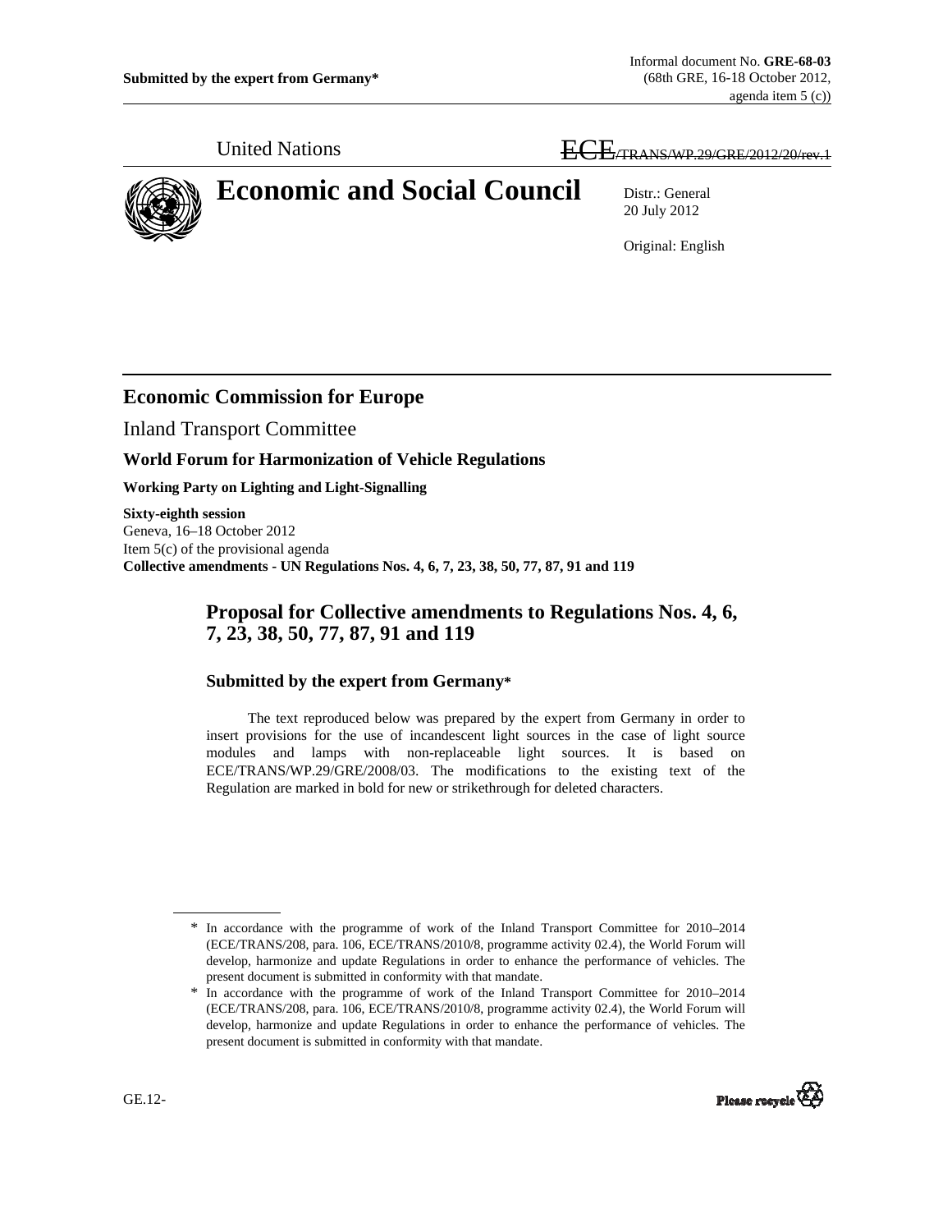Submitted by the expert from Germany*

Informal document No. **GRE-68-03**
(68th GRE, 16-18 October 2012,
agenda item 5 (c))

United Nations

~~ECE/TRANS/WP.29/GRE/2012/20/rev.1~~

# Economic and Social Council

Distr.: General
20 July 2012

Original: English

## Economic Commission for Europe

Inland Transport Committee

### World Forum for Harmonization of Vehicle Regulations

**Working Party on Lighting and Light-Signalling**

**Sixty-eighth session**
Geneva, 16–18 October 2012
Item 5(c) of the provisional agenda
**Collective amendments - UN Regulations Nos. 4, 6, 7, 23, 38, 50, 77, 87, 91 and 119**

## Proposal for Collective amendments to Regulations Nos. 4, 6, 7, 23, 38, 50, 77, 87, 91 and 119

### Submitted by the expert from Germany*

The text reproduced below was prepared by the expert from Germany in order to insert provisions for the use of incandescent light sources in the case of light source modules and lamps with non-replaceable light sources. It is based on ECE/TRANS/WP.29/GRE/2008/03. The modifications to the existing text of the Regulation are marked in bold for new or strikethrough for deleted characters.

\* In accordance with the programme of work of the Inland Transport Committee for 2010–2014 (ECE/TRANS/208, para. 106, ECE/TRANS/2010/8, programme activity 02.4), the World Forum will develop, harmonize and update Regulations in order to enhance the performance of vehicles. The present document is submitted in conformity with that mandate.

\* In accordance with the programme of work of the Inland Transport Committee for 2010–2014 (ECE/TRANS/208, para. 106, ECE/TRANS/2010/8, programme activity 02.4), the World Forum will develop, harmonize and update Regulations in order to enhance the performance of vehicles. The present document is submitted in conformity with that mandate.

GE.12-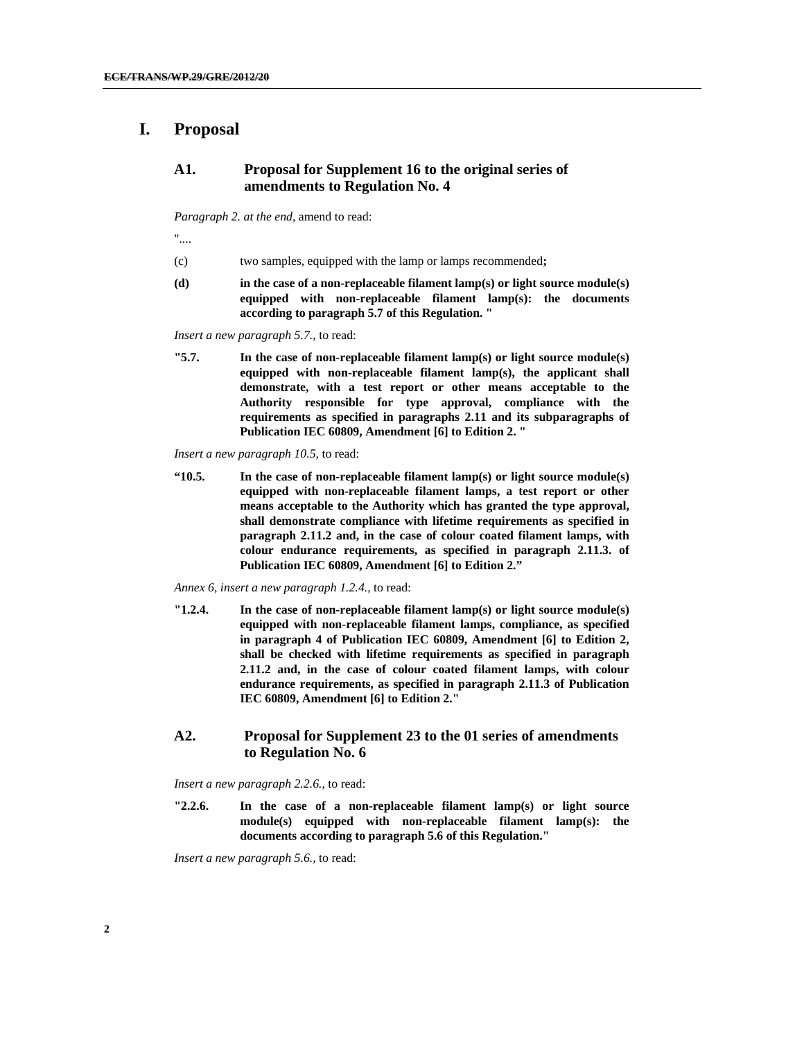# I. Proposal

## A1. Proposal for Supplement 16 to the original series of amendments to Regulation No. 4

*Paragraph 2. at the end*, amend to read:

"....

(c) two samples, equipped with the lamp or lamps recommended**;**

**(d) in the case of a non-replaceable filament lamp(s) or light source module(s) equipped with non-replaceable filament lamp(s): the documents according to paragraph 5.7 of this Regulation.** "

*Insert a new paragraph 5.7.*, to read:

**"5.7. In the case of non-replaceable filament lamp(s) or light source module(s) equipped with non-replaceable filament lamp(s), the applicant shall demonstrate, with a test report or other means acceptable to the Authority responsible for type approval, compliance with the requirements as specified in paragraphs 2.11 and its subparagraphs of Publication IEC 60809, Amendment [6] to Edition 2. "**

*Insert a new paragraph 10.5,* to read:

**"10.5. In the case of non-replaceable filament lamp(s) or light source module(s) equipped with non-replaceable filament lamps, a test report or other means acceptable to the Authority which has granted the type approval, shall demonstrate compliance with lifetime requirements as specified in paragraph 2.11.2 and, in the case of colour coated filament lamps, with colour endurance requirements, as specified in paragraph 2.11.3. of Publication IEC 60809, Amendment [6] to Edition 2."**

*Annex 6, insert a new paragraph 1.2.4.,* to read:

**"1.2.4. In the case of non-replaceable filament lamp(s) or light source module(s) equipped with non-replaceable filament lamps, compliance, as specified in paragraph 4 of Publication IEC 60809, Amendment [6] to Edition 2, shall be checked with lifetime requirements as specified in paragraph 2.11.2 and, in the case of colour coated filament lamps, with colour endurance requirements, as specified in paragraph 2.11.3 of Publication IEC 60809, Amendment [6] to Edition 2."**

## A2. Proposal for Supplement 23 to the 01 series of amendments to Regulation No. 6

*Insert a new paragraph 2.2.6.*, to read:

**"2.2.6. In the case of a non-replaceable filament lamp(s) or light source module(s) equipped with non-replaceable filament lamp(s): the documents according to paragraph 5.6 of this Regulation."**

*Insert a new paragraph 5.6.*, to read: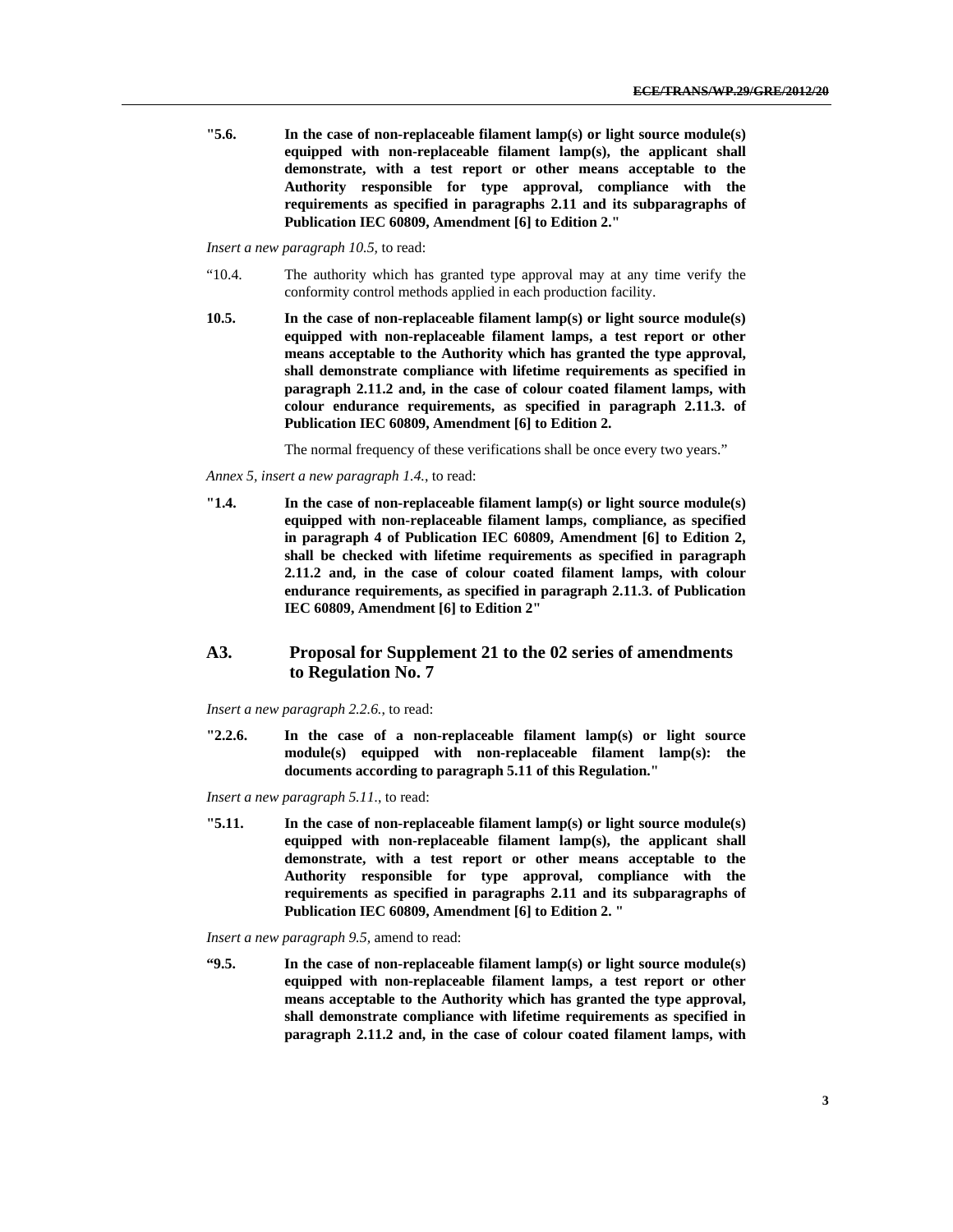**"5.6. In the case of non-replaceable filament lamp(s) or light source module(s) equipped with non-replaceable filament lamp(s), the applicant shall demonstrate, with a test report or other means acceptable to the Authority responsible for type approval, compliance with the requirements as specified in paragraphs 2.11 and its subparagraphs of Publication IEC 60809, Amendment [6] to Edition 2."**

*Insert a new paragraph 10.5,* to read:

"10.4. The authority which has granted type approval may at any time verify the conformity control methods applied in each production facility.

**10.5. In the case of non-replaceable filament lamp(s) or light source module(s) equipped with non-replaceable filament lamps, a test report or other means acceptable to the Authority which has granted the type approval, shall demonstrate compliance with lifetime requirements as specified in paragraph 2.11.2 and, in the case of colour coated filament lamps, with colour endurance requirements, as specified in paragraph 2.11.3. of Publication IEC 60809, Amendment [6] to Edition 2.**

The normal frequency of these verifications shall be once every two years."

*Annex 5, insert a new paragraph 1.4.,* to read:

**"1.4. In the case of non-replaceable filament lamp(s) or light source module(s) equipped with non-replaceable filament lamps, compliance, as specified in paragraph 4 of Publication IEC 60809, Amendment [6] to Edition 2, shall be checked with lifetime requirements as specified in paragraph 2.11.2 and, in the case of colour coated filament lamps, with colour endurance requirements, as specified in paragraph 2.11.3. of Publication IEC 60809, Amendment [6] to Edition 2"**

## A3. Proposal for Supplement 21 to the 02 series of amendments to Regulation No. 7

*Insert a new paragraph 2.2.6.,* to read:

**"2.2.6. In the case of a non-replaceable filament lamp(s) or light source module(s) equipped with non-replaceable filament lamp(s): the documents according to paragraph 5.11 of this Regulation."**

*Insert a new paragraph 5.11.,* to read:

**"5.11. In the case of non-replaceable filament lamp(s) or light source module(s) equipped with non-replaceable filament lamp(s), the applicant shall demonstrate, with a test report or other means acceptable to the Authority responsible for type approval, compliance with the requirements as specified in paragraphs 2.11 and its subparagraphs of Publication IEC 60809, Amendment [6] to Edition 2. "**

*Insert a new paragraph 9.5,* amend to read:

**"9.5. In the case of non-replaceable filament lamp(s) or light source module(s) equipped with non-replaceable filament lamps, a test report or other means acceptable to the Authority which has granted the type approval, shall demonstrate compliance with lifetime requirements as specified in paragraph 2.11.2 and, in the case of colour coated filament lamps, with**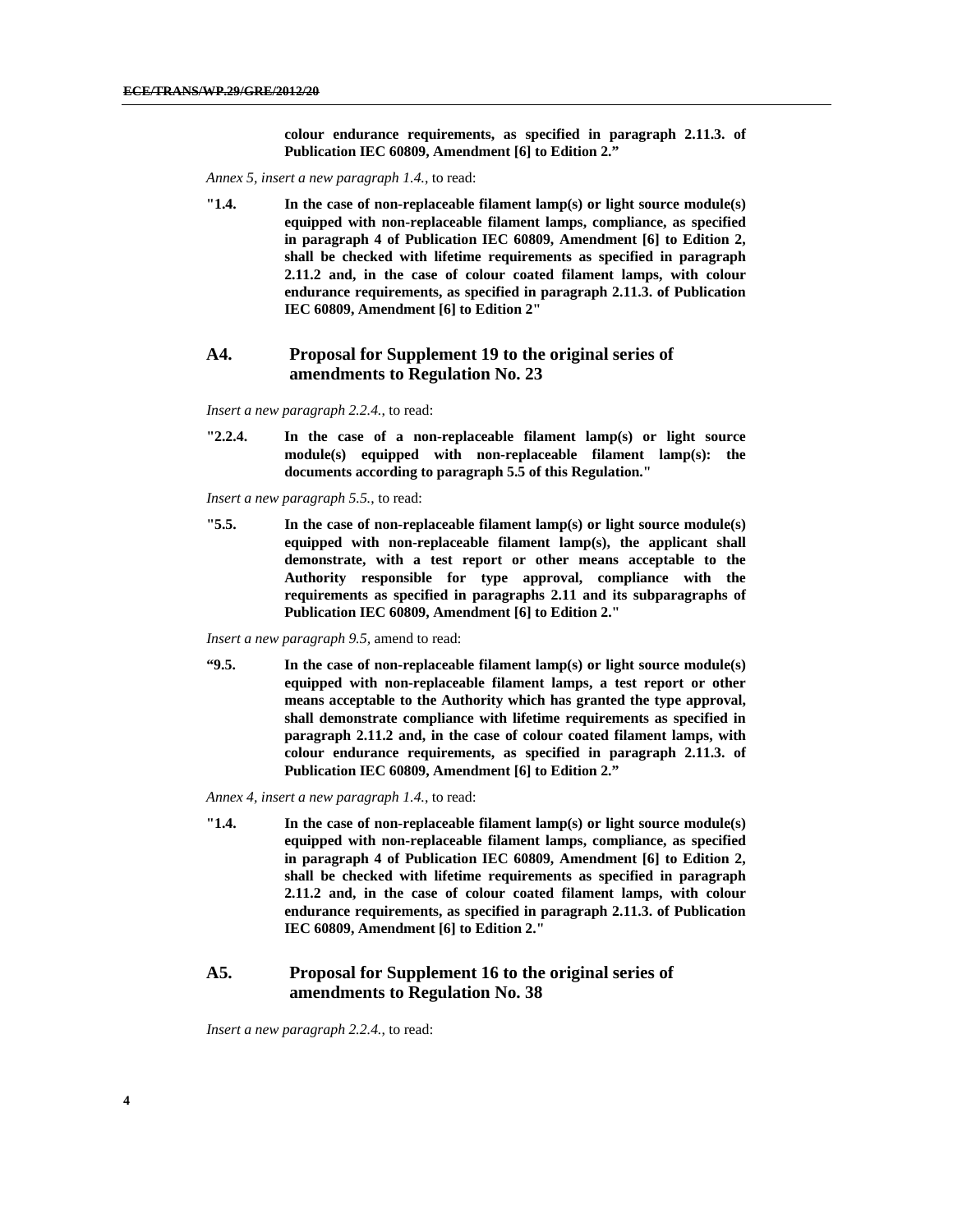**colour endurance requirements, as specified in paragraph 2.11.3. of Publication IEC 60809, Amendment [6] to Edition 2."**

*Annex 5, insert a new paragraph 1.4.*, to read:

"**1.4. In the case of non-replaceable filament lamp(s) or light source module(s) equipped with non-replaceable filament lamps, compliance, as specified in paragraph 4 of Publication IEC 60809, Amendment [6] to Edition 2, shall be checked with lifetime requirements as specified in paragraph 2.11.2 and, in the case of colour coated filament lamps, with colour endurance requirements, as specified in paragraph 2.11.3. of Publication IEC 60809, Amendment [6] to Edition 2**"

## A4. Proposal for Supplement 19 to the original series of amendments to Regulation No. 23

*Insert a new paragraph 2.2.4.*, to read:

"**2.2.4. In the case of a non-replaceable filament lamp(s) or light source module(s) equipped with non-replaceable filament lamp(s): the documents according to paragraph 5.5 of this Regulation.**"

*Insert a new paragraph 5.5.*, to read:

"**5.5. In the case of non-replaceable filament lamp(s) or light source module(s) equipped with non-replaceable filament lamp(s), the applicant shall demonstrate, with a test report or other means acceptable to the Authority responsible for type approval, compliance with the requirements as specified in paragraphs 2.11 and its subparagraphs of Publication IEC 60809, Amendment [6] to Edition 2.**"

*Insert a new paragraph 9.5,* amend to read:

"**9.5. In the case of non-replaceable filament lamp(s) or light source module(s) equipped with non-replaceable filament lamps, a test report or other means acceptable to the Authority which has granted the type approval, shall demonstrate compliance with lifetime requirements as specified in paragraph 2.11.2 and, in the case of colour coated filament lamps, with colour endurance requirements, as specified in paragraph 2.11.3. of Publication IEC 60809, Amendment [6] to Edition 2.**"

*Annex 4, insert a new paragraph 1.4.*, to read:

"**1.4. In the case of non-replaceable filament lamp(s) or light source module(s) equipped with non-replaceable filament lamps, compliance, as specified in paragraph 4 of Publication IEC 60809, Amendment [6] to Edition 2, shall be checked with lifetime requirements as specified in paragraph 2.11.2 and, in the case of colour coated filament lamps, with colour endurance requirements, as specified in paragraph 2.11.3. of Publication IEC 60809, Amendment [6] to Edition 2.**"

## A5. Proposal for Supplement 16 to the original series of amendments to Regulation No. 38

*Insert a new paragraph 2.2.4.*, to read: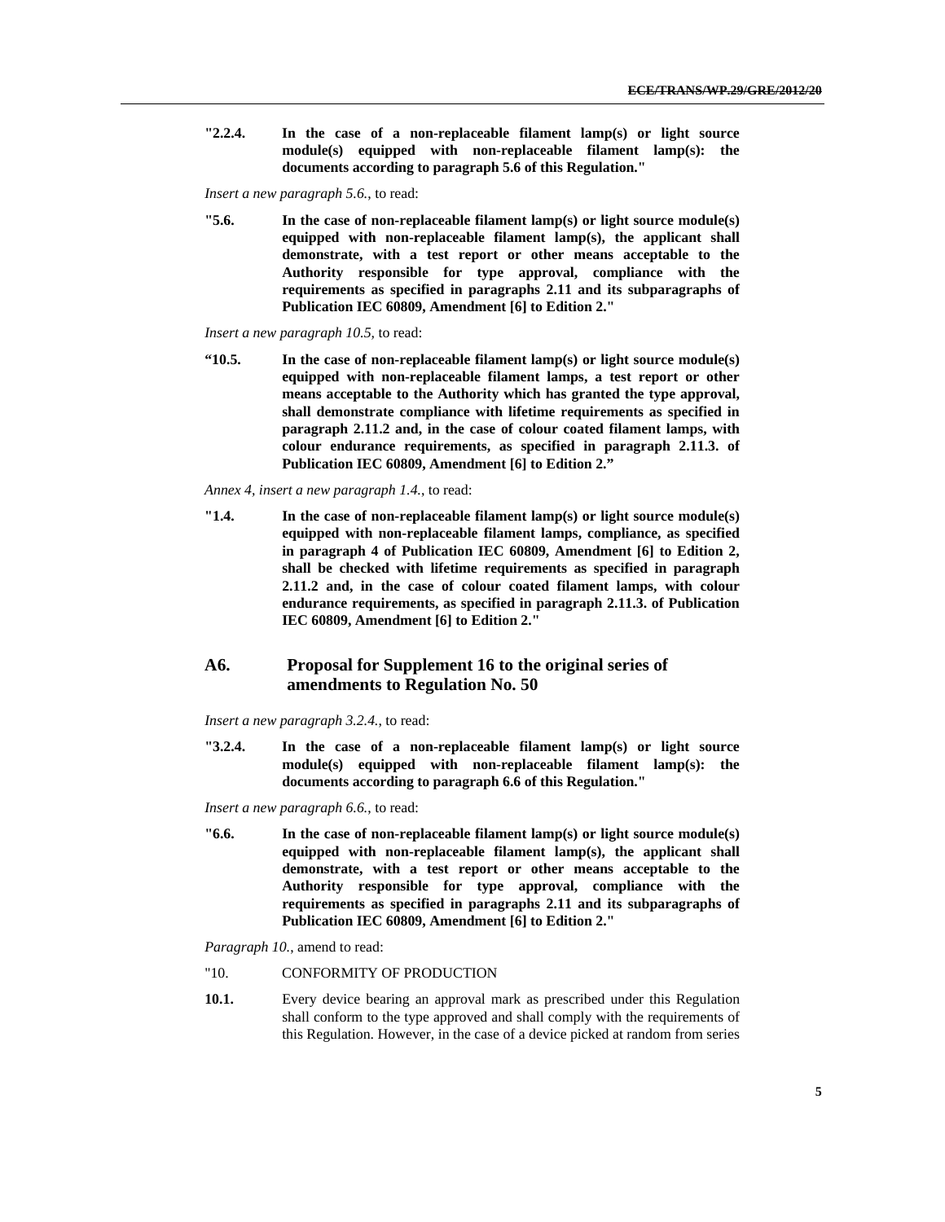**"2.2.4. In the case of a non-replaceable filament lamp(s) or light source module(s) equipped with non-replaceable filament lamp(s): the documents according to paragraph 5.6 of this Regulation."**

*Insert a new paragraph 5.6.*, to read:

**"5.6. In the case of non-replaceable filament lamp(s) or light source module(s) equipped with non-replaceable filament lamp(s), the applicant shall demonstrate, with a test report or other means acceptable to the Authority responsible for type approval, compliance with the requirements as specified in paragraphs 2.11 and its subparagraphs of Publication IEC 60809, Amendment [6] to Edition 2."**

*Insert a new paragraph 10.5,* to read:

**"10.5. In the case of non-replaceable filament lamp(s) or light source module(s) equipped with non-replaceable filament lamps, a test report or other means acceptable to the Authority which has granted the type approval, shall demonstrate compliance with lifetime requirements as specified in paragraph 2.11.2 and, in the case of colour coated filament lamps, with colour endurance requirements, as specified in paragraph 2.11.3. of Publication IEC 60809, Amendment [6] to Edition 2."**

*Annex 4, insert a new paragraph 1.4.*, to read:

**"1.4. In the case of non-replaceable filament lamp(s) or light source module(s) equipped with non-replaceable filament lamps, compliance, as specified in paragraph 4 of Publication IEC 60809, Amendment [6] to Edition 2, shall be checked with lifetime requirements as specified in paragraph 2.11.2 and, in the case of colour coated filament lamps, with colour endurance requirements, as specified in paragraph 2.11.3. of Publication IEC 60809, Amendment [6] to Edition 2."**

## A6. Proposal for Supplement 16 to the original series of amendments to Regulation No. 50

*Insert a new paragraph 3.2.4.*, to read:

**"3.2.4. In the case of a non-replaceable filament lamp(s) or light source module(s) equipped with non-replaceable filament lamp(s): the documents according to paragraph 6.6 of this Regulation."**

*Insert a new paragraph 6.6.*, to read:

**"6.6. In the case of non-replaceable filament lamp(s) or light source module(s) equipped with non-replaceable filament lamp(s), the applicant shall demonstrate, with a test report or other means acceptable to the Authority responsible for type approval, compliance with the requirements as specified in paragraphs 2.11 and its subparagraphs of Publication IEC 60809, Amendment [6] to Edition 2."**

*Paragraph 10.*, amend to read:

"10. CONFORMITY OF PRODUCTION

**10.1.** Every device bearing an approval mark as prescribed under this Regulation shall conform to the type approved and shall comply with the requirements of this Regulation. However, in the case of a device picked at random from series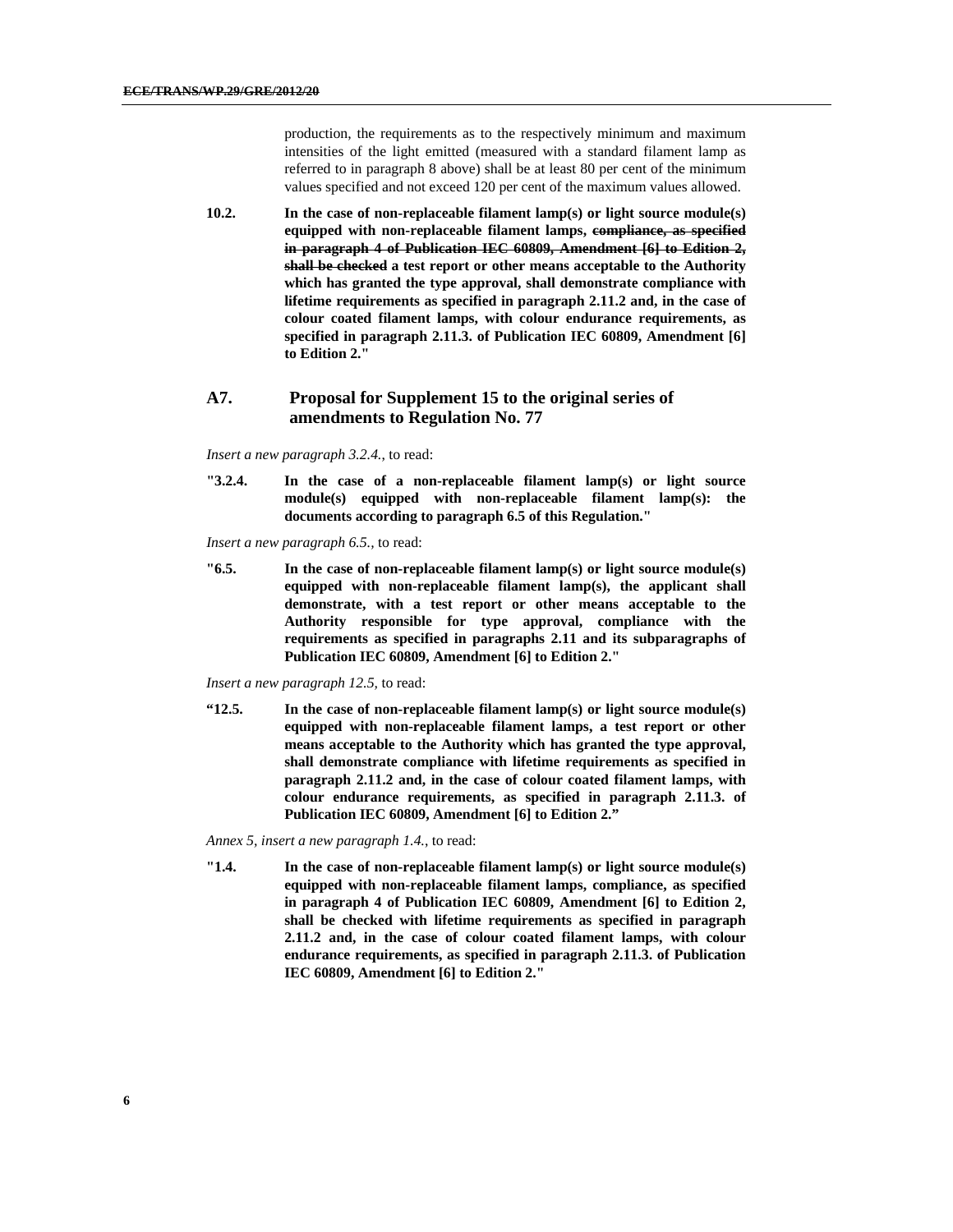production, the requirements as to the respectively minimum and maximum intensities of the light emitted (measured with a standard filament lamp as referred to in paragraph 8 above) shall be at least 80 per cent of the minimum values specified and not exceed 120 per cent of the maximum values allowed.

**10.2. In the case of non-replaceable filament lamp(s) or light source module(s) equipped with non-replaceable filament lamps, ~~compliance, as specified in paragraph 4 of Publication IEC 60809, Amendment [6] to Edition 2, shall be checked~~ a test report or other means acceptable to the Authority which has granted the type approval, shall demonstrate compliance with lifetime requirements as specified in paragraph 2.11.2 and, in the case of colour coated filament lamps, with colour endurance requirements, as specified in paragraph 2.11.3. of Publication IEC 60809, Amendment [6] to Edition 2."**

## A7. Proposal for Supplement 15 to the original series of amendments to Regulation No. 77

*Insert a new paragraph 3.2.4.,* to read:

**"3.2.4. In the case of a non-replaceable filament lamp(s) or light source module(s) equipped with non-replaceable filament lamp(s): the documents according to paragraph 6.5 of this Regulation."**

*Insert a new paragraph 6.5.,* to read:

**"6.5. In the case of non-replaceable filament lamp(s) or light source module(s) equipped with non-replaceable filament lamp(s), the applicant shall demonstrate, with a test report or other means acceptable to the Authority responsible for type approval, compliance with the requirements as specified in paragraphs 2.11 and its subparagraphs of Publication IEC 60809, Amendment [6] to Edition 2."**

*Insert a new paragraph 12.5,* to read:

**"12.5. In the case of non-replaceable filament lamp(s) or light source module(s) equipped with non-replaceable filament lamps, a test report or other means acceptable to the Authority which has granted the type approval, shall demonstrate compliance with lifetime requirements as specified in paragraph 2.11.2 and, in the case of colour coated filament lamps, with colour endurance requirements, as specified in paragraph 2.11.3. of Publication IEC 60809, Amendment [6] to Edition 2."**

*Annex 5, insert a new paragraph 1.4.,* to read:

**"1.4. In the case of non-replaceable filament lamp(s) or light source module(s) equipped with non-replaceable filament lamps, compliance, as specified in paragraph 4 of Publication IEC 60809, Amendment [6] to Edition 2, shall be checked with lifetime requirements as specified in paragraph 2.11.2 and, in the case of colour coated filament lamps, with colour endurance requirements, as specified in paragraph 2.11.3. of Publication IEC 60809, Amendment [6] to Edition 2."**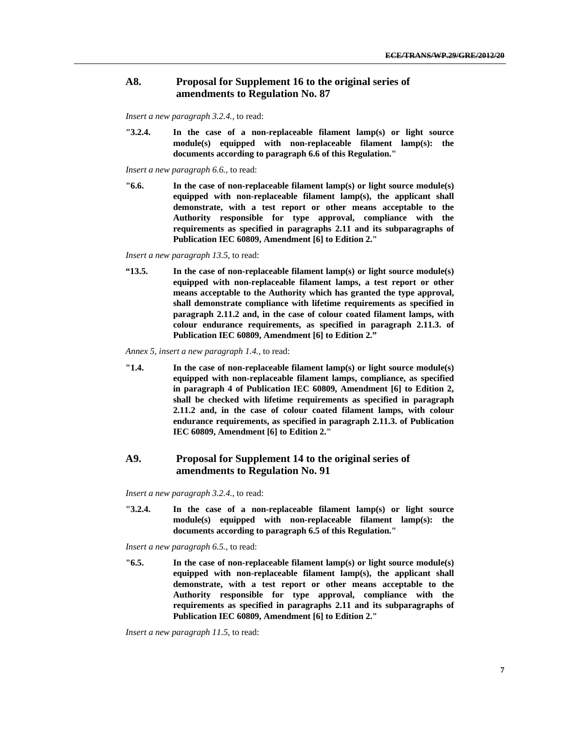## A8. Proposal for Supplement 16 to the original series of amendments to Regulation No. 87

*Insert a new paragraph 3.2.4.*, to read:

"**3.2.4. In the case of a non-replaceable filament lamp(s) or light source module(s) equipped with non-replaceable filament lamp(s): the documents according to paragraph 6.6 of this Regulation.**"

*Insert a new paragraph 6.6.*, to read:

"**6.6. In the case of non-replaceable filament lamp(s) or light source module(s) equipped with non-replaceable filament lamp(s), the applicant shall demonstrate, with a test report or other means acceptable to the Authority responsible for type approval, compliance with the requirements as specified in paragraphs 2.11 and its subparagraphs of Publication IEC 60809, Amendment [6] to Edition 2.**"

*Insert a new paragraph 13.5,* to read:

"**13.5. In the case of non-replaceable filament lamp(s) or light source module(s) equipped with non-replaceable filament lamps, a test report or other means acceptable to the Authority which has granted the type approval, shall demonstrate compliance with lifetime requirements as specified in paragraph 2.11.2 and, in the case of colour coated filament lamps, with colour endurance requirements, as specified in paragraph 2.11.3. of Publication IEC 60809, Amendment [6] to Edition 2.**"

*Annex 5, insert a new paragraph 1.4.*, to read:

"**1.4. In the case of non-replaceable filament lamp(s) or light source module(s) equipped with non-replaceable filament lamps, compliance, as specified in paragraph 4 of Publication IEC 60809, Amendment [6] to Edition 2, shall be checked with lifetime requirements as specified in paragraph 2.11.2 and, in the case of colour coated filament lamps, with colour endurance requirements, as specified in paragraph 2.11.3. of Publication IEC 60809, Amendment [6] to Edition 2.**"

## A9. Proposal for Supplement 14 to the original series of amendments to Regulation No. 91

*Insert a new paragraph 3.2.4.*, to read:

"**3.2.4. In the case of a non-replaceable filament lamp(s) or light source module(s) equipped with non-replaceable filament lamp(s): the documents according to paragraph 6.5 of this Regulation.**"

*Insert a new paragraph 6.5.*, to read:

"**6.5. In the case of non-replaceable filament lamp(s) or light source module(s) equipped with non-replaceable filament lamp(s), the applicant shall demonstrate, with a test report or other means acceptable to the Authority responsible for type approval, compliance with the requirements as specified in paragraphs 2.11 and its subparagraphs of Publication IEC 60809, Amendment [6] to Edition 2.**"

*Insert a new paragraph 11.5,* to read: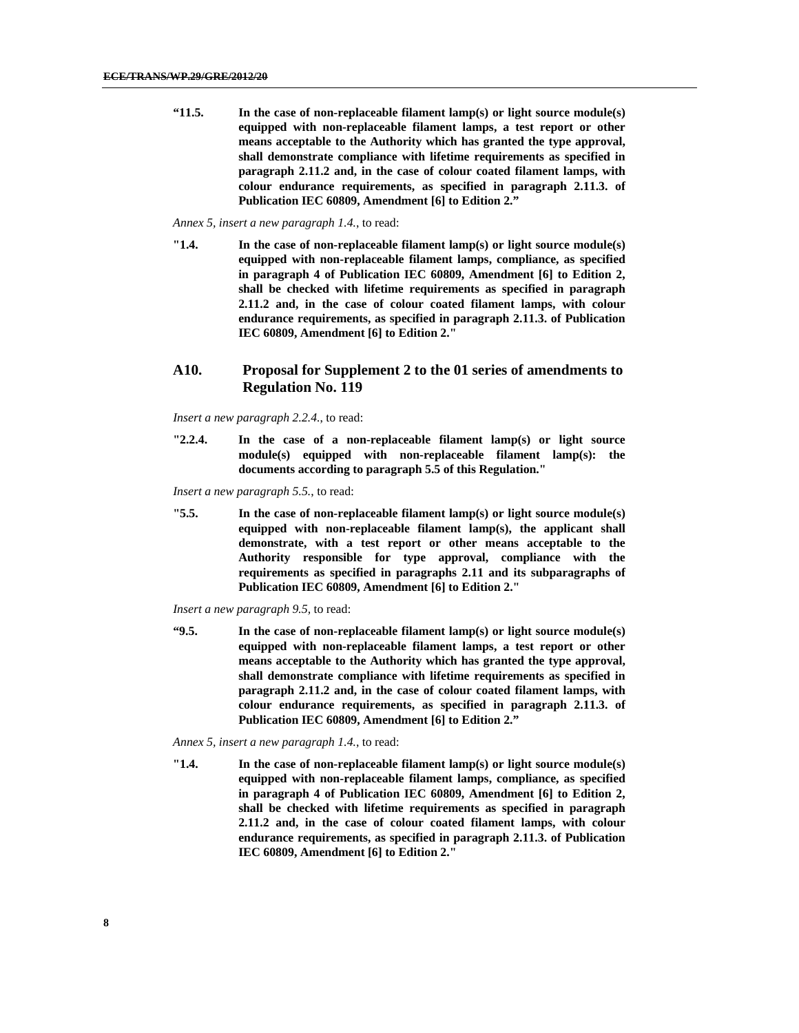**"11.5. In the case of non-replaceable filament lamp(s) or light source module(s) equipped with non-replaceable filament lamps, a test report or other means acceptable to the Authority which has granted the type approval, shall demonstrate compliance with lifetime requirements as specified in paragraph 2.11.2 and, in the case of colour coated filament lamps, with colour endurance requirements, as specified in paragraph 2.11.3. of Publication IEC 60809, Amendment [6] to Edition 2."**

*Annex 5, insert a new paragraph 1.4.,* to read:

**"1.4. In the case of non-replaceable filament lamp(s) or light source module(s) equipped with non-replaceable filament lamps, compliance, as specified in paragraph 4 of Publication IEC 60809, Amendment [6] to Edition 2, shall be checked with lifetime requirements as specified in paragraph 2.11.2 and, in the case of colour coated filament lamps, with colour endurance requirements, as specified in paragraph 2.11.3. of Publication IEC 60809, Amendment [6] to Edition 2."**

## A10. Proposal for Supplement 2 to the 01 series of amendments to Regulation No. 119

*Insert a new paragraph 2.2.4.,* to read:

**"2.2.4. In the case of a non-replaceable filament lamp(s) or light source module(s) equipped with non-replaceable filament lamp(s): the documents according to paragraph 5.5 of this Regulation."**

*Insert a new paragraph 5.5.,* to read:

**"5.5. In the case of non-replaceable filament lamp(s) or light source module(s) equipped with non-replaceable filament lamp(s), the applicant shall demonstrate, with a test report or other means acceptable to the Authority responsible for type approval, compliance with the requirements as specified in paragraphs 2.11 and its subparagraphs of Publication IEC 60809, Amendment [6] to Edition 2."**

*Insert a new paragraph 9.5,* to read:

**"9.5. In the case of non-replaceable filament lamp(s) or light source module(s) equipped with non-replaceable filament lamps, a test report or other means acceptable to the Authority which has granted the type approval, shall demonstrate compliance with lifetime requirements as specified in paragraph 2.11.2 and, in the case of colour coated filament lamps, with colour endurance requirements, as specified in paragraph 2.11.3. of Publication IEC 60809, Amendment [6] to Edition 2."**

*Annex 5, insert a new paragraph 1.4.,* to read:

**"1.4. In the case of non-replaceable filament lamp(s) or light source module(s) equipped with non-replaceable filament lamps, compliance, as specified in paragraph 4 of Publication IEC 60809, Amendment [6] to Edition 2, shall be checked with lifetime requirements as specified in paragraph 2.11.2 and, in the case of colour coated filament lamps, with colour endurance requirements, as specified in paragraph 2.11.3. of Publication IEC 60809, Amendment [6] to Edition 2."**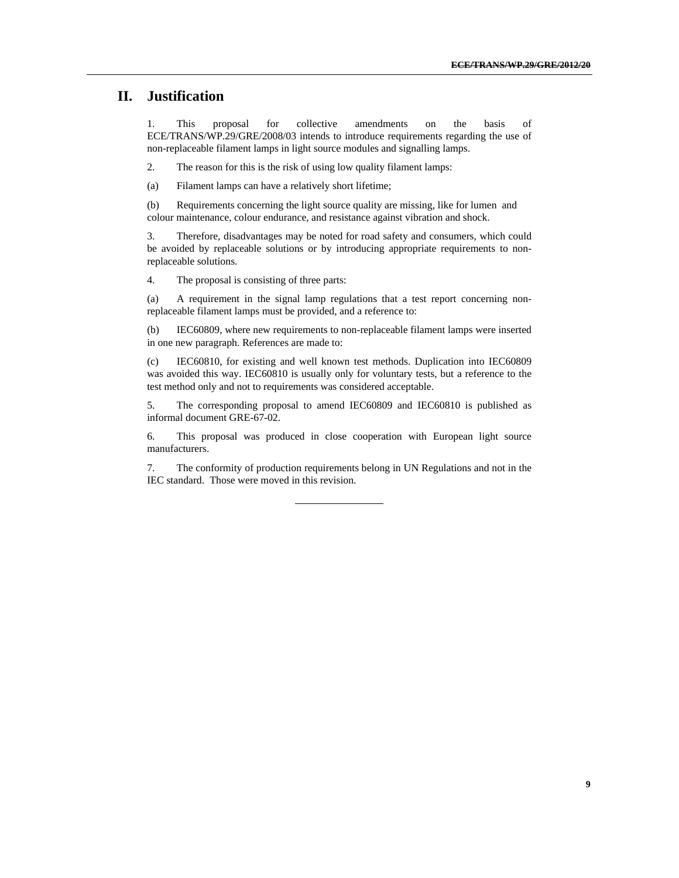## II. Justification

1. This proposal for collective amendments on the basis of ECE/TRANS/WP.29/GRE/2008/03 intends to introduce requirements regarding the use of non-replaceable filament lamps in light source modules and signalling lamps.

2. The reason for this is the risk of using low quality filament lamps:

(a) Filament lamps can have a relatively short lifetime;

(b) Requirements concerning the light source quality are missing, like for lumen and colour maintenance, colour endurance, and resistance against vibration and shock.

3. Therefore, disadvantages may be noted for road safety and consumers, which could be avoided by replaceable solutions or by introducing appropriate requirements to non-replaceable solutions.

4. The proposal is consisting of three parts:

(a) A requirement in the signal lamp regulations that a test report concerning non-replaceable filament lamps must be provided, and a reference to:

(b) IEC60809, where new requirements to non-replaceable filament lamps were inserted in one new paragraph. References are made to:

(c) IEC60810, for existing and well known test methods. Duplication into IEC60809 was avoided this way. IEC60810 is usually only for voluntary tests, but a reference to the test method only and not to requirements was considered acceptable.

5. The corresponding proposal to amend IEC60809 and IEC60810 is published as informal document GRE-67-02.

6. This proposal was produced in close cooperation with European light source manufacturers.

7. The conformity of production requirements belong in UN Regulations and not in the IEC standard. Those were moved in this revision.